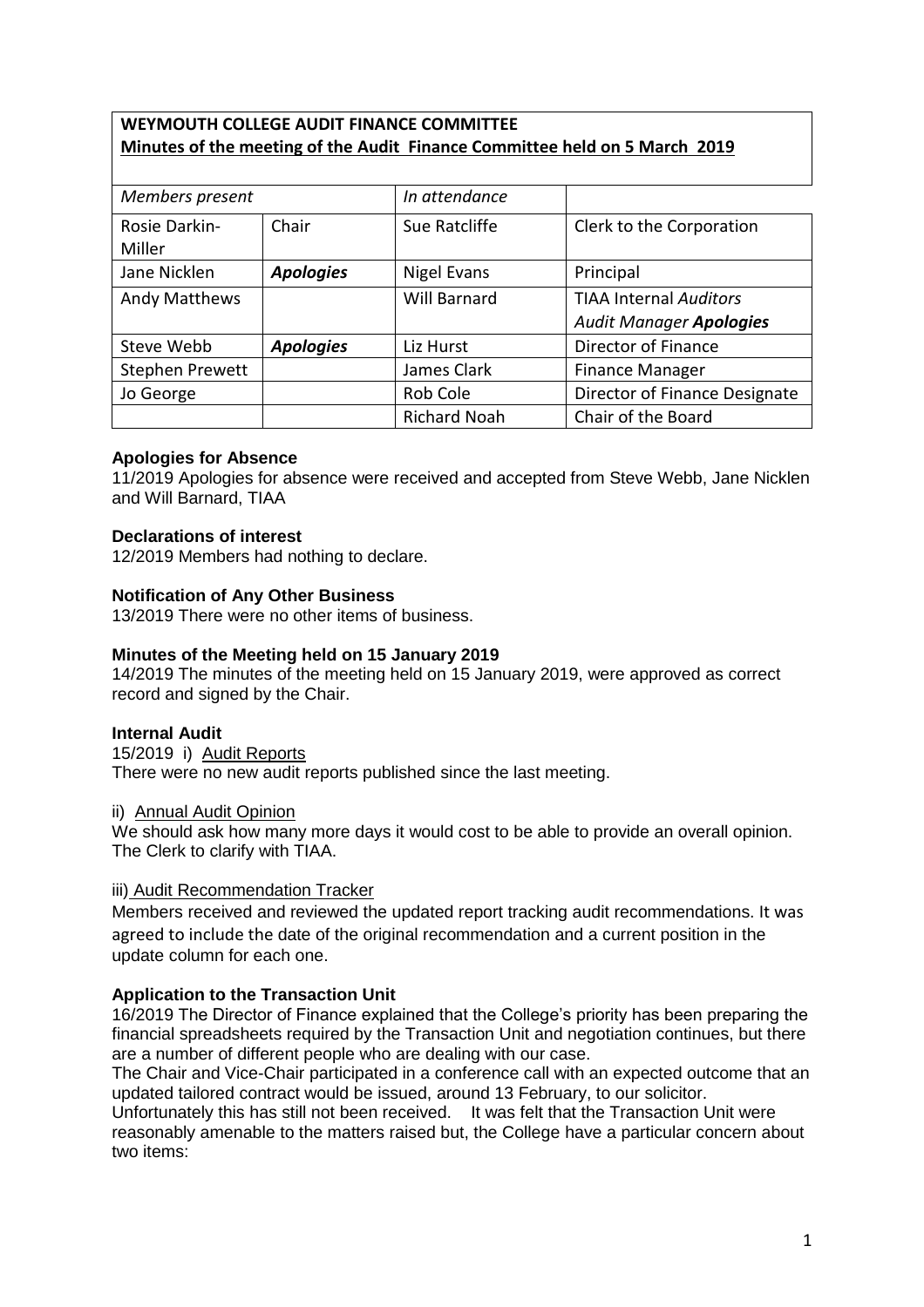**WEYMOUTH COLLEGE AUDIT FINANCE COMMITTEE**
**Minutes of the meeting of the Audit Finance Committee held on 5 March 2019**

| *Members present* | | *In attendance* | |
|---|---|---|---|
| Rosie Darkin-Miller | Chair | Sue Ratcliffe | Clerk to the Corporation |
| Jane Nicklen | ***Apologies*** | Nigel Evans | Principal |
| Andy Matthews | | Will Barnard | TIAA Internal *Auditors Audit Manager* ***Apologies*** |
| Steve Webb | ***Apologies*** | Liz Hurst | Director of Finance |
| Stephen Prewett | | James Clark | Finance Manager |
| Jo George | | Rob Cole | Director of Finance Designate |
| | | Richard Noah | Chair of the Board |

**Apologies for Absence**
11/2019 Apologies for absence were received and accepted from Steve Webb, Jane Nicklen and Will Barnard, TIAA

**Declarations of interest**
12/2019 Members had nothing to declare.

**Notification of Any Other Business**
13/2019 There were no other items of business.

**Minutes of the Meeting held on 15 January 2019**
14/2019 The minutes of the meeting held on 15 January 2019, were approved as correct record and signed by the Chair.

**Internal Audit**
15/2019 i) Audit Reports
There were no new audit reports published since the last meeting.

ii) Annual Audit Opinion
We should ask how many more days it would cost to be able to provide an overall opinion. The Clerk to clarify with TIAA.

iii) Audit Recommendation Tracker
Members received and reviewed the updated report tracking audit recommendations. It was agreed to include the date of the original recommendation and a current position in the update column for each one.

**Application to the Transaction Unit**
16/2019 The Director of Finance explained that the College's priority has been preparing the financial spreadsheets required by the Transaction Unit and negotiation continues, but there are a number of different people who are dealing with our case.
The Chair and Vice-Chair participated in a conference call with an expected outcome that an updated tailored contract would be issued, around 13 February, to our solicitor.
Unfortunately this has still not been received. It was felt that the Transaction Unit were reasonably amenable to the matters raised but, the College have a particular concern about two items: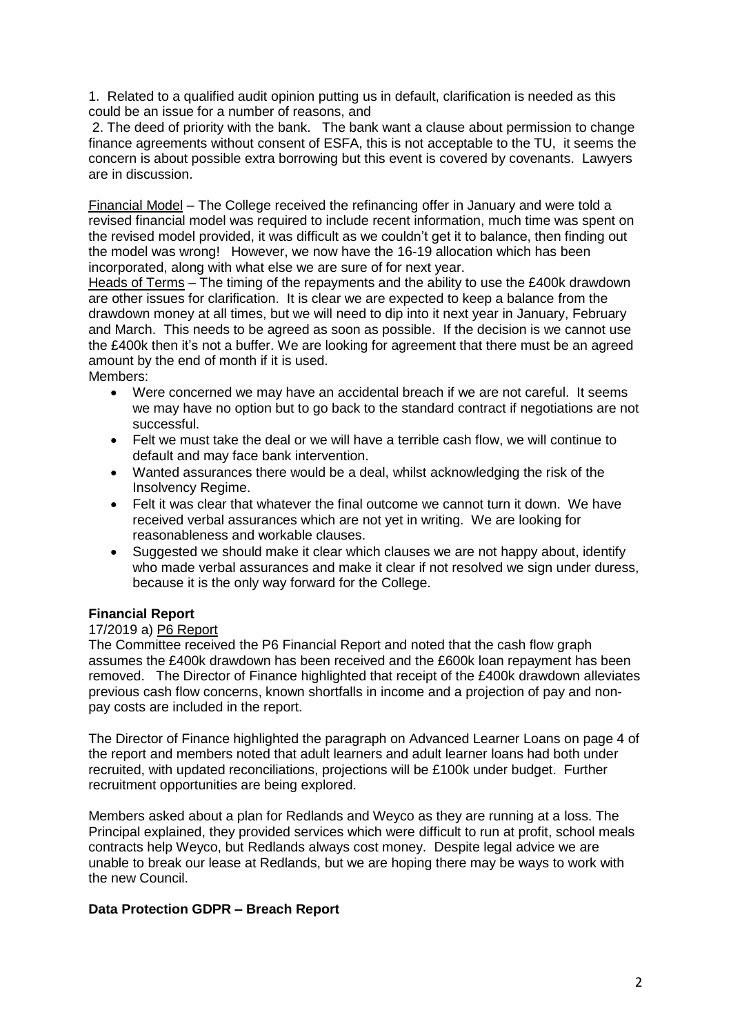1. Related to a qualified audit opinion putting us in default, clarification is needed as this could be an issue for a number of reasons, and

2. The deed of priority with the bank. The bank want a clause about permission to change finance agreements without consent of ESFA, this is not acceptable to the TU, it seems the concern is about possible extra borrowing but this event is covered by covenants. Lawyers are in discussion.

Financial Model – The College received the refinancing offer in January and were told a revised financial model was required to include recent information, much time was spent on the revised model provided, it was difficult as we couldn't get it to balance, then finding out the model was wrong! However, we now have the 16-19 allocation which has been incorporated, along with what else we are sure of for next year.

Heads of Terms – The timing of the repayments and the ability to use the £400k drawdown are other issues for clarification. It is clear we are expected to keep a balance from the drawdown money at all times, but we will need to dip into it next year in January, February and March. This needs to be agreed as soon as possible. If the decision is we cannot use the £400k then it's not a buffer. We are looking for agreement that there must be an agreed amount by the end of month if it is used.

Members:

- Were concerned we may have an accidental breach if we are not careful. It seems we may have no option but to go back to the standard contract if negotiations are not successful.
- Felt we must take the deal or we will have a terrible cash flow, we will continue to default and may face bank intervention.
- Wanted assurances there would be a deal, whilst acknowledging the risk of the Insolvency Regime.
- Felt it was clear that whatever the final outcome we cannot turn it down. We have received verbal assurances which are not yet in writing. We are looking for reasonableness and workable clauses.
- Suggested we should make it clear which clauses we are not happy about, identify who made verbal assurances and make it clear if not resolved we sign under duress, because it is the only way forward for the College.

**Financial Report**

17/2019 a) P6 Report

The Committee received the P6 Financial Report and noted that the cash flow graph assumes the £400k drawdown has been received and the £600k loan repayment has been removed. The Director of Finance highlighted that receipt of the £400k drawdown alleviates previous cash flow concerns, known shortfalls in income and a projection of pay and non-pay costs are included in the report.

The Director of Finance highlighted the paragraph on Advanced Learner Loans on page 4 of the report and members noted that adult learners and adult learner loans had both under recruited, with updated reconciliations, projections will be £100k under budget. Further recruitment opportunities are being explored.

Members asked about a plan for Redlands and Weyco as they are running at a loss. The Principal explained, they provided services which were difficult to run at profit, school meals contracts help Weyco, but Redlands always cost money. Despite legal advice we are unable to break our lease at Redlands, but we are hoping there may be ways to work with the new Council.

**Data Protection GDPR – Breach Report**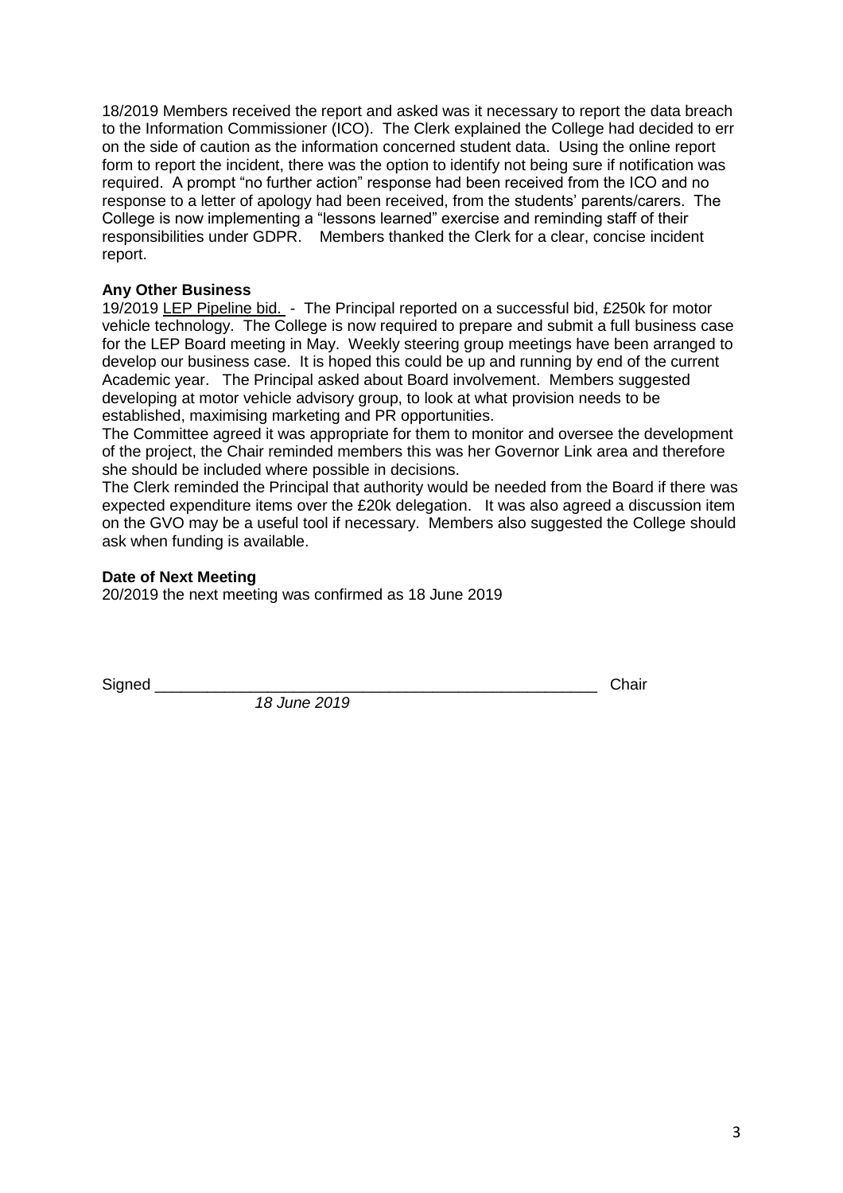18/2019 Members received the report and asked was it necessary to report the data breach to the Information Commissioner (ICO). The Clerk explained the College had decided to err on the side of caution as the information concerned student data. Using the online report form to report the incident, there was the option to identify not being sure if notification was required. A prompt "no further action" response had been received from the ICO and no response to a letter of apology had been received, from the students' parents/carers. The College is now implementing a "lessons learned" exercise and reminding staff of their responsibilities under GDPR. Members thanked the Clerk for a clear, concise incident report.

**Any Other Business**

19/2019 LEP Pipeline bid. - The Principal reported on a successful bid, £250k for motor vehicle technology. The College is now required to prepare and submit a full business case for the LEP Board meeting in May. Weekly steering group meetings have been arranged to develop our business case. It is hoped this could be up and running by end of the current Academic year. The Principal asked about Board involvement. Members suggested developing at motor vehicle advisory group, to look at what provision needs to be established, maximising marketing and PR opportunities.

The Committee agreed it was appropriate for them to monitor and oversee the development of the project, the Chair reminded members this was her Governor Link area and therefore she should be included where possible in decisions.

The Clerk reminded the Principal that authority would be needed from the Board if there was expected expenditure items over the £20k delegation. It was also agreed a discussion item on the GVO may be a useful tool if necessary. Members also suggested the College should ask when funding is available.

**Date of Next Meeting**

20/2019 the next meeting was confirmed as 18 June 2019

Signed ____________________________________________________ Chair

*18 June 2019*